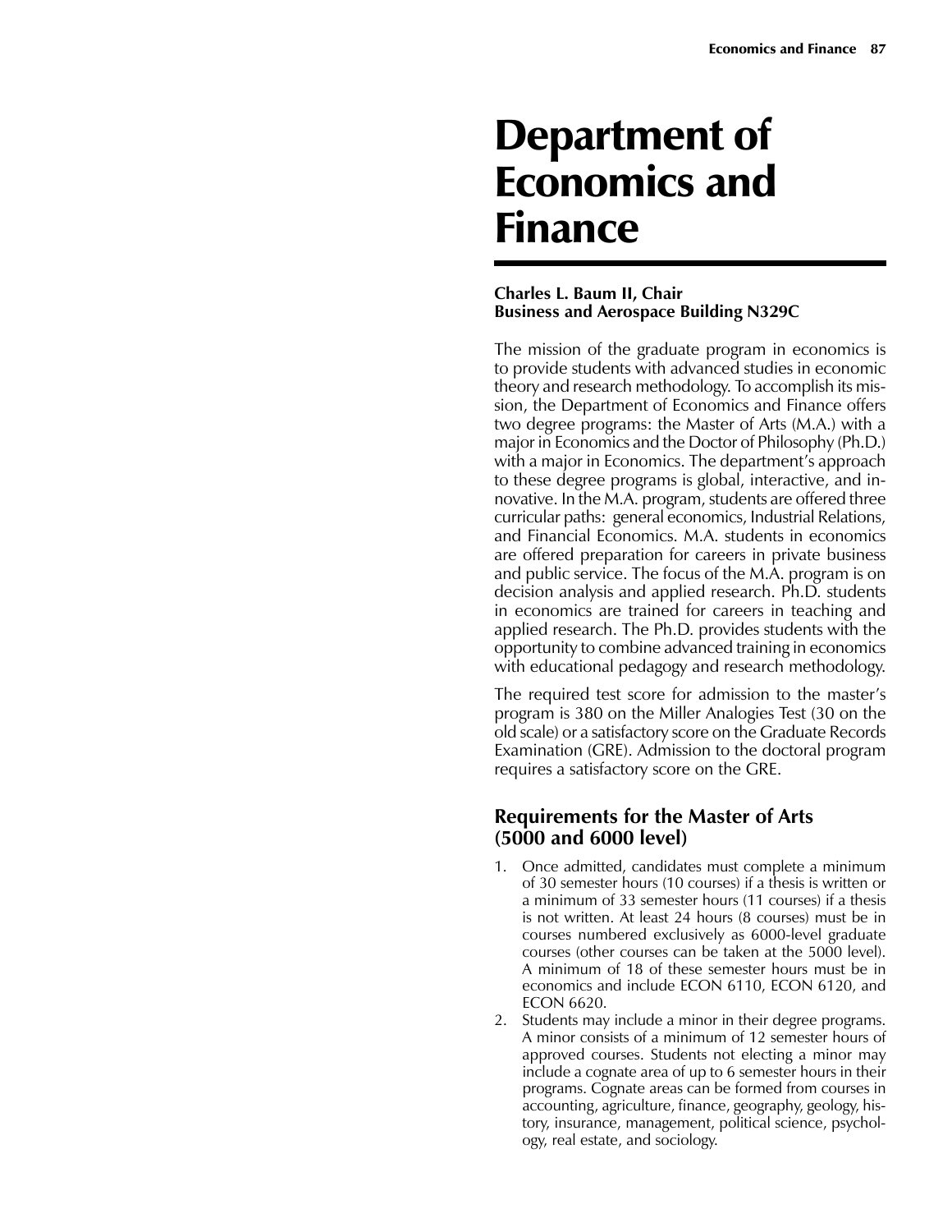# Department of Economics and Finance

**Charles L. Baum II, Chair**
**Business and Aerospace Building N329C**

The mission of the graduate program in economics is to provide students with advanced studies in economic theory and research methodology. To accomplish its mission, the Department of Economics and Finance offers two degree programs: the Master of Arts (M.A.) with a major in Economics and the Doctor of Philosophy (Ph.D.) with a major in Economics. The department's approach to these degree programs is global, interactive, and innovative. In the M.A. program, students are offered three curricular paths: general economics, Industrial Relations, and Financial Economics. M.A. students in economics are offered preparation for careers in private business and public service. The focus of the M.A. program is on decision analysis and applied research. Ph.D. students in economics are trained for careers in teaching and applied research. The Ph.D. provides students with the opportunity to combine advanced training in economics with educational pedagogy and research methodology.

The required test score for admission to the master's program is 380 on the Miller Analogies Test (30 on the old scale) or a satisfactory score on the Graduate Records Examination (GRE). Admission to the doctoral program requires a satisfactory score on the GRE.

## Requirements for the Master of Arts (5000 and 6000 level)

1. Once admitted, candidates must complete a minimum of 30 semester hours (10 courses) if a thesis is written or a minimum of 33 semester hours (11 courses) if a thesis is not written. At least 24 hours (8 courses) must be in courses numbered exclusively as 6000-level graduate courses (other courses can be taken at the 5000 level). A minimum of 18 of these semester hours must be in economics and include ECON 6110, ECON 6120, and ECON 6620.
2. Students may include a minor in their degree programs. A minor consists of a minimum of 12 semester hours of approved courses. Students not electing a minor may include a cognate area of up to 6 semester hours in their programs. Cognate areas can be formed from courses in accounting, agriculture, finance, geography, geology, history, insurance, management, political science, psychology, real estate, and sociology.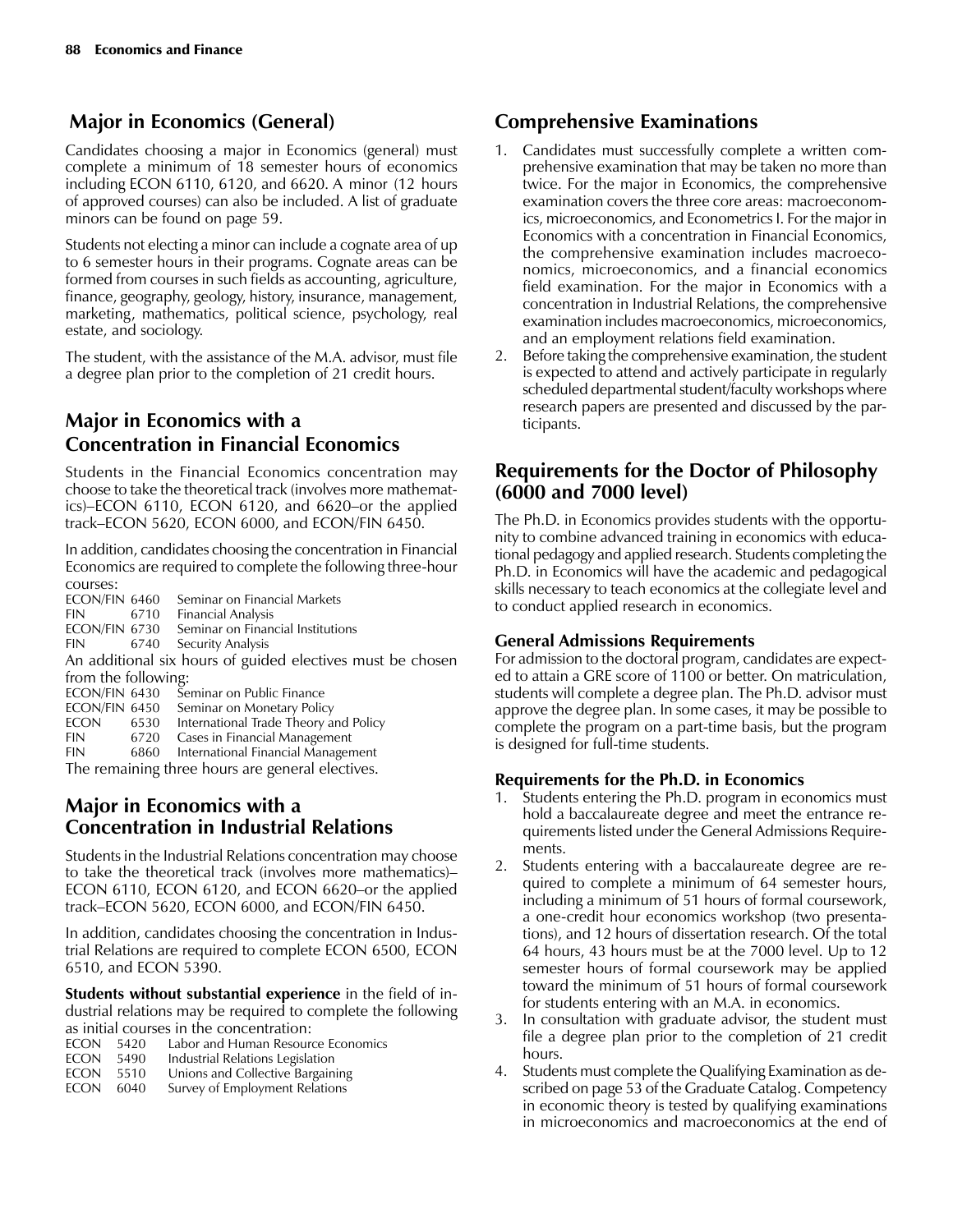## Major in Economics (General)

Candidates choosing a major in Economics (general) must complete a minimum of 18 semester hours of economics including ECON 6110, 6120, and 6620. A minor (12 hours of approved courses) can also be included. A list of graduate minors can be found on page 59.

Students not electing a minor can include a cognate area of up to 6 semester hours in their programs. Cognate areas can be formed from courses in such fields as accounting, agriculture, finance, geography, geology, history, insurance, management, marketing, mathematics, political science, psychology, real estate, and sociology.

The student, with the assistance of the M.A. advisor, must file a degree plan prior to the completion of 21 credit hours.

## Major in Economics with a Concentration in Financial Economics

Students in the Financial Economics concentration may choose to take the theoretical track (involves more mathematics)–ECON 6110, ECON 6120, and 6620–or the applied track–ECON 5620, ECON 6000, and ECON/FIN 6450.

In addition, candidates choosing the concentration in Financial Economics are required to complete the following three-hour courses:

| | | |
|---|---|---|
| ECON/FIN | 6460 | Seminar on Financial Markets |
| FIN | 6710 | Financial Analysis |
| ECON/FIN | 6730 | Seminar on Financial Institutions |
| FIN | 6740 | Security Analysis |

An additional six hours of guided electives must be chosen from the following:

| | | |
|---|---|---|
| ECON/FIN | 6430 | Seminar on Public Finance |
| ECON/FIN | 6450 | Seminar on Monetary Policy |
| ECON | 6530 | International Trade Theory and Policy |
| FIN | 6720 | Cases in Financial Management |
| FIN | 6860 | International Financial Management |

The remaining three hours are general electives.

## Major in Economics with a Concentration in Industrial Relations

Students in the Industrial Relations concentration may choose to take the theoretical track (involves more mathematics)–ECON 6110, ECON 6120, and ECON 6620–or the applied track–ECON 5620, ECON 6000, and ECON/FIN 6450.

In addition, candidates choosing the concentration in Industrial Relations are required to complete ECON 6500, ECON 6510, and ECON 5390.

**Students without substantial experience** in the field of industrial relations may be required to complete the following as initial courses in the concentration:

| | | |
|---|---|---|
| ECON | 5420 | Labor and Human Resource Economics |
| ECON | 5490 | Industrial Relations Legislation |
| ECON | 5510 | Unions and Collective Bargaining |
| ECON | 6040 | Survey of Employment Relations |

## Comprehensive Examinations

1. Candidates must successfully complete a written comprehensive examination that may be taken no more than twice. For the major in Economics, the comprehensive examination covers the three core areas: macroeconomics, microeconomics, and Econometrics I. For the major in Economics with a concentration in Financial Economics, the comprehensive examination includes macroeconomics, microeconomics, and a financial economics field examination. For the major in Economics with a concentration in Industrial Relations, the comprehensive examination includes macroeconomics, microeconomics, and an employment relations field examination.
2. Before taking the comprehensive examination, the student is expected to attend and actively participate in regularly scheduled departmental student/faculty workshops where research papers are presented and discussed by the participants.

## Requirements for the Doctor of Philosophy (6000 and 7000 level)

The Ph.D. in Economics provides students with the opportunity to combine advanced training in economics with educational pedagogy and applied research. Students completing the Ph.D. in Economics will have the academic and pedagogical skills necessary to teach economics at the collegiate level and to conduct applied research in economics.

### General Admissions Requirements

For admission to the doctoral program, candidates are expected to attain a GRE score of 1100 or better. On matriculation, students will complete a degree plan. The Ph.D. advisor must approve the degree plan. In some cases, it may be possible to complete the program on a part-time basis, but the program is designed for full-time students.

### Requirements for the Ph.D. in Economics

1. Students entering the Ph.D. program in economics must hold a baccalaureate degree and meet the entrance requirements listed under the General Admissions Requirements.
2. Students entering with a baccalaureate degree are required to complete a minimum of 64 semester hours, including a minimum of 51 hours of formal coursework, a one-credit hour economics workshop (two presentations), and 12 hours of dissertation research. Of the total 64 hours, 43 hours must be at the 7000 level. Up to 12 semester hours of formal coursework may be applied toward the minimum of 51 hours of formal coursework for students entering with an M.A. in economics.
3. In consultation with graduate advisor, the student must file a degree plan prior to the completion of 21 credit hours.
4. Students must complete the Qualifying Examination as described on page 53 of the Graduate Catalog. Competency in economic theory is tested by qualifying examinations in microeconomics and macroeconomics at the end of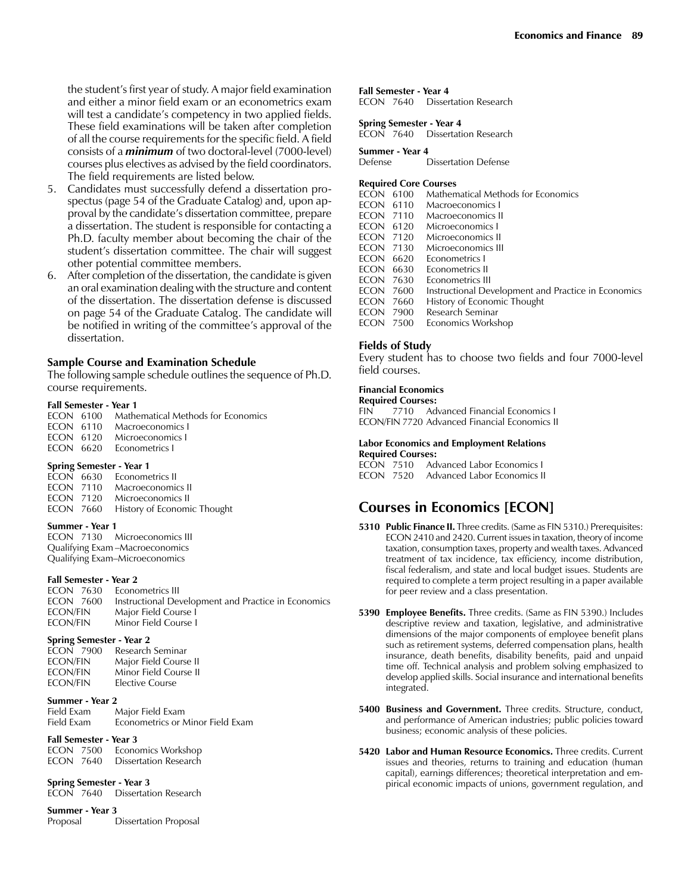the student's first year of study. A major field examination and either a minor field exam or an econometrics exam will test a candidate's competency in two applied fields. These field examinations will be taken after completion of all the course requirements for the specific field. A field consists of a ***minimum*** of two doctoral-level (7000-level) courses plus electives as advised by the field coordinators. The field requirements are listed below.

5. Candidates must successfully defend a dissertation prospectus (page 54 of the Graduate Catalog) and, upon approval by the candidate's dissertation committee, prepare a dissertation. The student is responsible for contacting a Ph.D. faculty member about becoming the chair of the student's dissertation committee. The chair will suggest other potential committee members.
6. After completion of the dissertation, the candidate is given an oral examination dealing with the structure and content of the dissertation. The dissertation defense is discussed on page 54 of the Graduate Catalog. The candidate will be notified in writing of the committee's approval of the dissertation.

### Sample Course and Examination Schedule

The following sample schedule outlines the sequence of Ph.D. course requirements.

**Fall Semester - Year 1**
ECON 6100 Mathematical Methods for Economics
ECON 6110 Macroeconomics I
ECON 6120 Microeconomics I
ECON 6620 Econometrics I

**Spring Semester - Year 1**
ECON 6630 Econometrics II
ECON 7110 Macroeconomics II
ECON 7120 Microeconomics II
ECON 7660 History of Economic Thought

**Summer - Year 1**
ECON 7130 Microeconomics III
Qualifying Exam –Macroeconomics
Qualifying Exam–Microeconomics

**Fall Semester - Year 2**
ECON 7630 Econometrics III
ECON 7600 Instructional Development and Practice in Economics
ECON/FIN Major Field Course I
ECON/FIN Minor Field Course I

**Spring Semester - Year 2**
ECON 7900 Research Seminar
ECON/FIN Major Field Course II
ECON/FIN Minor Field Course II
ECON/FIN Elective Course

**Summer - Year 2**
Field Exam Major Field Exam
Field Exam Econometrics or Minor Field Exam

**Fall Semester - Year 3**
ECON 7500 Economics Workshop
ECON 7640 Dissertation Research

**Spring Semester - Year 3**
ECON 7640 Dissertation Research

**Summer - Year 3**
Proposal Dissertation Proposal

**Fall Semester - Year 4**
ECON 7640 Dissertation Research

**Spring Semester - Year 4**
ECON 7640 Dissertation Research

**Summer - Year 4**
Defense Dissertation Defense

**Required Core Courses**
ECON 6100 Mathematical Methods for Economics
ECON 6110 Macroeconomics I
ECON 7110 Macroeconomics II
ECON 6120 Microeconomics I
ECON 7120 Microeconomics II
ECON 7130 Microeconomics III
ECON 6620 Econometrics I
ECON 6630 Econometrics II
ECON 7630 Econometrics III
ECON 7600 Instructional Development and Practice in Economics
ECON 7660 History of Economic Thought
ECON 7900 Research Seminar
ECON 7500 Economics Workshop

### Fields of Study

Every student has to choose two fields and four 7000-level field courses.

**Financial Economics**
**Required Courses:**
FIN 7710 Advanced Financial Economics I
ECON/FIN 7720 Advanced Financial Economics II

**Labor Economics and Employment Relations**
**Required Courses:**
ECON 7510 Advanced Labor Economics I
ECON 7520 Advanced Labor Economics II

## Courses in Economics [ECON]

**5310 Public Finance II.** Three credits. (Same as FIN 5310.) Prerequisites: ECON 2410 and 2420. Current issues in taxation, theory of income taxation, consumption taxes, property and wealth taxes. Advanced treatment of tax incidence, tax efficiency, income distribution, fiscal federalism, and state and local budget issues. Students are required to complete a term project resulting in a paper available for peer review and a class presentation.

**5390 Employee Benefits.** Three credits. (Same as FIN 5390.) Includes descriptive review and taxation, legislative, and administrative dimensions of the major components of employee benefit plans such as retirement systems, deferred compensation plans, health insurance, death benefits, disability benefits, paid and unpaid time off. Technical analysis and problem solving emphasized to develop applied skills. Social insurance and international benefits integrated.

**5400 Business and Government.** Three credits. Structure, conduct, and performance of American industries; public policies toward business; economic analysis of these policies.

**5420 Labor and Human Resource Economics.** Three credits. Current issues and theories, returns to training and education (human capital), earnings differences; theoretical interpretation and empirical economic impacts of unions, government regulation, and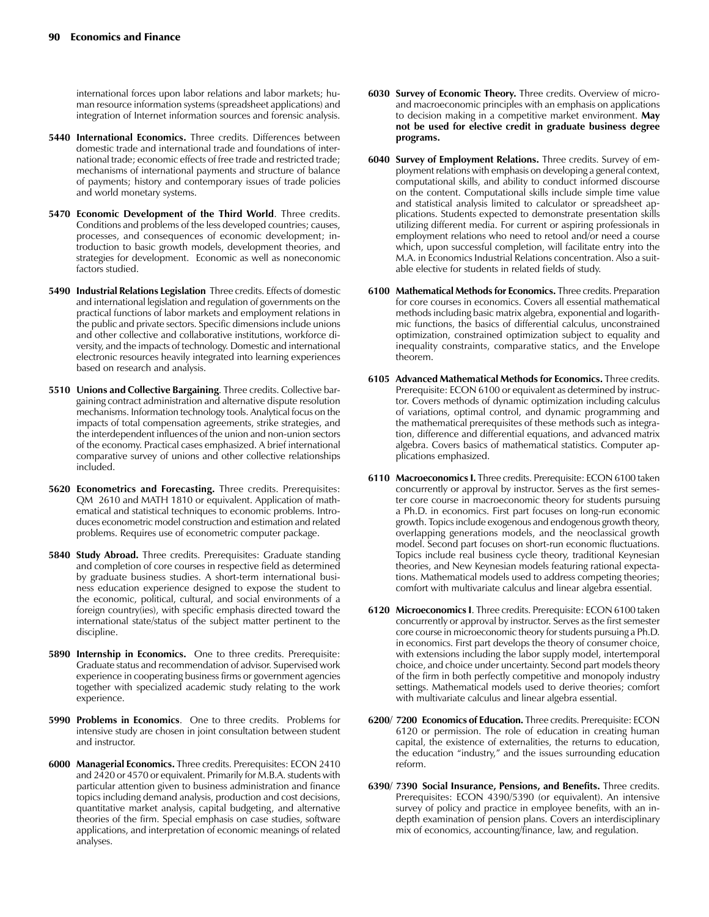international forces upon labor relations and labor markets; human resource information systems (spreadsheet applications) and integration of Internet information sources and forensic analysis.

**5440 International Economics.** Three credits. Differences between domestic trade and international trade and foundations of international trade; economic effects of free trade and restricted trade; mechanisms of international payments and structure of balance of payments; history and contemporary issues of trade policies and world monetary systems.

**5470 Economic Development of the Third World**. Three credits. Conditions and problems of the less developed countries; causes, processes, and consequences of economic development; introduction to basic growth models, development theories, and strategies for development. Economic as well as noneconomic factors studied.

**5490 Industrial Relations Legislation** Three credits. Effects of domestic and international legislation and regulation of governments on the practical functions of labor markets and employment relations in the public and private sectors. Specific dimensions include unions and other collective and collaborative institutions, workforce diversity, and the impacts of technology. Domestic and international electronic resources heavily integrated into learning experiences based on research and analysis.

**5510 Unions and Collective Bargaining**. Three credits. Collective bargaining contract administration and alternative dispute resolution mechanisms. Information technology tools. Analytical focus on the impacts of total compensation agreements, strike strategies, and the interdependent influences of the union and non-union sectors of the economy. Practical cases emphasized. A brief international comparative survey of unions and other collective relationships included.

**5620 Econometrics and Forecasting.** Three credits. Prerequisites: QM 2610 and MATH 1810 or equivalent. Application of mathematical and statistical techniques to economic problems. Introduces econometric model construction and estimation and related problems. Requires use of econometric computer package.

**5840 Study Abroad.** Three credits. Prerequisites: Graduate standing and completion of core courses in respective field as determined by graduate business studies. A short-term international business education experience designed to expose the student to the economic, political, cultural, and social environments of a foreign country(ies), with specific emphasis directed toward the international state/status of the subject matter pertinent to the discipline.

**5890 Internship in Economics.** One to three credits. Prerequisite: Graduate status and recommendation of advisor. Supervised work experience in cooperating business firms or government agencies together with specialized academic study relating to the work experience.

**5990 Problems in Economics**. One to three credits. Problems for intensive study are chosen in joint consultation between student and instructor.

**6000 Managerial Economics.** Three credits. Prerequisites: ECON 2410 and 2420 or 4570 or equivalent. Primarily for M.B.A. students with particular attention given to business administration and finance topics including demand analysis, production and cost decisions, quantitative market analysis, capital budgeting, and alternative theories of the firm. Special emphasis on case studies, software applications, and interpretation of economic meanings of related analyses.

**6030 Survey of Economic Theory.** Three credits. Overview of micro- and macroeconomic principles with an emphasis on applications to decision making in a competitive market environment. **May not be used for elective credit in graduate business degree programs.**

**6040 Survey of Employment Relations.** Three credits. Survey of employment relations with emphasis on developing a general context, computational skills, and ability to conduct informed discourse on the content. Computational skills include simple time value and statistical analysis limited to calculator or spreadsheet applications. Students expected to demonstrate presentation skills utilizing different media. For current or aspiring professionals in employment relations who need to retool and/or need a course which, upon successful completion, will facilitate entry into the M.A. in Economics Industrial Relations concentration. Also a suitable elective for students in related fields of study.

**6100 Mathematical Methods for Economics.** Three credits. Preparation for core courses in economics. Covers all essential mathematical methods including basic matrix algebra, exponential and logarithmic functions, the basics of differential calculus, unconstrained optimization, constrained optimization subject to equality and inequality constraints, comparative statics, and the Envelope theorem.

**6105 Advanced Mathematical Methods for Economics.** Three credits. Prerequisite: ECON 6100 or equivalent as determined by instructor. Covers methods of dynamic optimization including calculus of variations, optimal control, and dynamic programming and the mathematical prerequisites of these methods such as integration, difference and differential equations, and advanced matrix algebra. Covers basics of mathematical statistics. Computer applications emphasized.

**6110 Macroeconomics I.** Three credits. Prerequisite: ECON 6100 taken concurrently or approval by instructor. Serves as the first semester core course in macroeconomic theory for students pursuing a Ph.D. in economics. First part focuses on long-run economic growth. Topics include exogenous and endogenous growth theory, overlapping generations models, and the neoclassical growth model. Second part focuses on short-run economic fluctuations. Topics include real business cycle theory, traditional Keynesian theories, and New Keynesian models featuring rational expectations. Mathematical models used to address competing theories; comfort with multivariate calculus and linear algebra essential.

**6120 Microeconomics I**. Three credits. Prerequisite: ECON 6100 taken concurrently or approval by instructor. Serves as the first semester core course in microeconomic theory for students pursuing a Ph.D. in economics. First part develops the theory of consumer choice, with extensions including the labor supply model, intertemporal choice, and choice under uncertainty. Second part models theory of the firm in both perfectly competitive and monopoly industry settings. Mathematical models used to derive theories; comfort with multivariate calculus and linear algebra essential.

**6200/ 7200 Economics of Education.** Three credits. Prerequisite: ECON 6120 or permission. The role of education in creating human capital, the existence of externalities, the returns to education, the education "industry," and the issues surrounding education reform.

**6390/ 7390 Social Insurance, Pensions, and Benefits.** Three credits. Prerequisites: ECON 4390/5390 (or equivalent). An intensive survey of policy and practice in employee benefits, with an in-depth examination of pension plans. Covers an interdisciplinary mix of economics, accounting/finance, law, and regulation.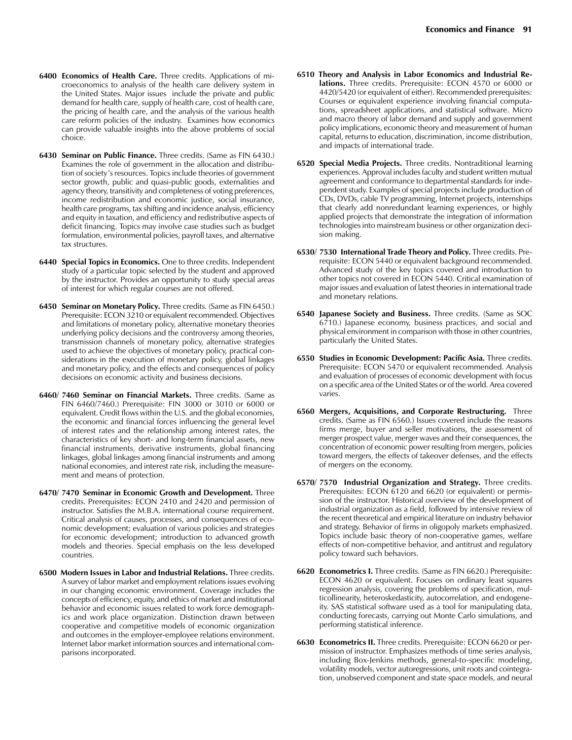**6400 Economics of Health Care.** Three credits. Applications of microeconomics to analysis of the health care delivery system in the United States. Major issues include the private and public demand for health care, supply of health care, cost of health care, the pricing of health care, and the analysis of the various health care reform policies of the industry. Examines how economics can provide valuable insights into the above problems of social choice.

**6430 Seminar on Public Finance.** Three credits. (Same as FIN 6430.) Examines the role of government in the allocation and distribution of society's resources. Topics include theories of government sector growth, public and quasi-public goods, externalities and agency theory, transitivity and completeness of voting preferences, income redistribution and economic justice, social insurance, health care programs, tax shifting and incidence analysis, efficiency and equity in taxation, and efficiency and redistributive aspects of deficit financing. Topics may involve case studies such as budget formulation, environmental policies, payroll taxes, and alternative tax structures.

**6440 Special Topics in Economics.** One to three credits. Independent study of a particular topic selected by the student and approved by the instructor. Provides an opportunity to study special areas of interest for which regular courses are not offered.

**6450 Seminar on Monetary Policy.** Three credits. (Same as FIN 6450.) Prerequisite: ECON 3210 or equivalent recommended. Objectives and limitations of monetary policy, alternative monetary theories underlying policy decisions and the controversy among theories, transmission channels of monetary policy, alternative strategies used to achieve the objectives of monetary policy, practical considerations in the execution of monetary policy, global linkages and monetary policy, and the effects and consequences of policy decisions on economic activity and business decisions.

**6460/ 7460 Seminar on Financial Markets.** Three credits. (Same as FIN 6460/7460.) Prerequisite: FIN 3000 or 3010 or 6000 or equivalent. Credit flows within the U.S. and the global economies, the economic and financial forces influencing the general level of interest rates and the relationship among interest rates, the characteristics of key short- and long-term financial assets, new financial instruments, derivative instruments, global financing linkages, global linkages among financial instruments and among national economies, and interest rate risk, including the measurement and means of protection.

**6470/ 7470 Seminar in Economic Growth and Development.** Three credits. Prerequisites: ECON 2410 and 2420 and permission of instructor. Satisfies the M.B.A. international course requirement. Critical analysis of causes, processes, and consequences of economic development; evaluation of various policies and strategies for economic development; introduction to advanced growth models and theories. Special emphasis on the less developed countries.

**6500 Modern Issues in Labor and Industrial Relations.** Three credits. A survey of labor market and employment relations issues evolving in our changing economic environment. Coverage includes the concepts of efficiency, equity, and ethics of market and institutional behavior and economic issues related to work force demographics and work place organization. Distinction drawn between cooperative and competitive models of economic organization and outcomes in the employer-employee relations environment. Internet labor market information sources and international comparisons incorporated.

**6510 Theory and Analysis in Labor Economics and Industrial Relations.** Three credits. Prerequisite: ECON 4570 or 6000 or 4420/5420 (or equivalent of either). Recommended prerequisites: Courses or equivalent experience involving financial computations, spreadsheet applications, and statistical software. Micro and macro theory of labor demand and supply and government policy implications, economic theory and measurement of human capital, returns to education, discrimination, income distribution, and impacts of international trade.

**6520 Special Media Projects.** Three credits. Nontraditional learning experiences. Approval includes faculty and student written mutual agreement and conformance to departmental standards for independent study. Examples of special projects include production of CDs, DVDs, cable TV programming, Internet projects, internships that clearly add nonredundant learning experiences, or highly applied projects that demonstrate the integration of information technologies into mainstream business or other organization decision making.

**6530/ 7530 International Trade Theory and Policy.** Three credits. Prerequisite: ECON 5440 or equivalent background recommended. Advanced study of the key topics covered and introduction to other topics not covered in ECON 5440. Critical examination of major issues and evaluation of latest theories in international trade and monetary relations.

**6540 Japanese Society and Business.** Three credits. (Same as SOC 6710.) Japanese economy, business practices, and social and physical environment in comparison with those in other countries, particularly the United States.

**6550 Studies in Economic Development: Pacific Asia.** Three credits. Prerequisite: ECON 5470 or equivalent recommended. Analysis and evaluation of processes of economic development with focus on a specific area of the United States or of the world. Area covered varies.

**6560 Mergers, Acquisitions, and Corporate Restructuring.** Three credits. (Same as FIN 6560.) Issues covered include the reasons firms merge, buyer and seller motivations, the assessment of merger prospect value, merger waves and their consequences, the concentration of economic power resulting from mergers, policies toward mergers, the effects of takeover defenses, and the effects of mergers on the economy.

**6570/ 7570 Industrial Organization and Strategy.** Three credits. Prerequisites: ECON 6120 and 6620 (or equivalent) or permission of the instructor. Historical overview of the development of industrial organization as a field, followed by intensive review of the recent theoretical and empirical literature on industry behavior and strategy. Behavior of firms in oligopoly markets emphasized. Topics include basic theory of non-cooperative games, welfare effects of non-competitive behavior, and antitrust and regulatory policy toward such behaviors.

**6620 Econometrics I.** Three credits. (Same as FIN 6620.) Prerequisite: ECON 4620 or equivalent. Focuses on ordinary least squares regression analysis, covering the problems of specification, multicollinearity, heteroskedasticity, autocorrelation, and endogeneity. SAS statistical software used as a tool for manipulating data, conducting forecasts, carrying out Monte Carlo simulations, and performing statistical inference.

**6630 Econometrics II.** Three credits. Prerequisite: ECON 6620 or permission of instructor. Emphasizes methods of time series analysis, including Box-Jenkins methods, general-to-specific modeling, volatility models, vector autoregressions, unit roots and cointegration, unobserved component and state space models, and neural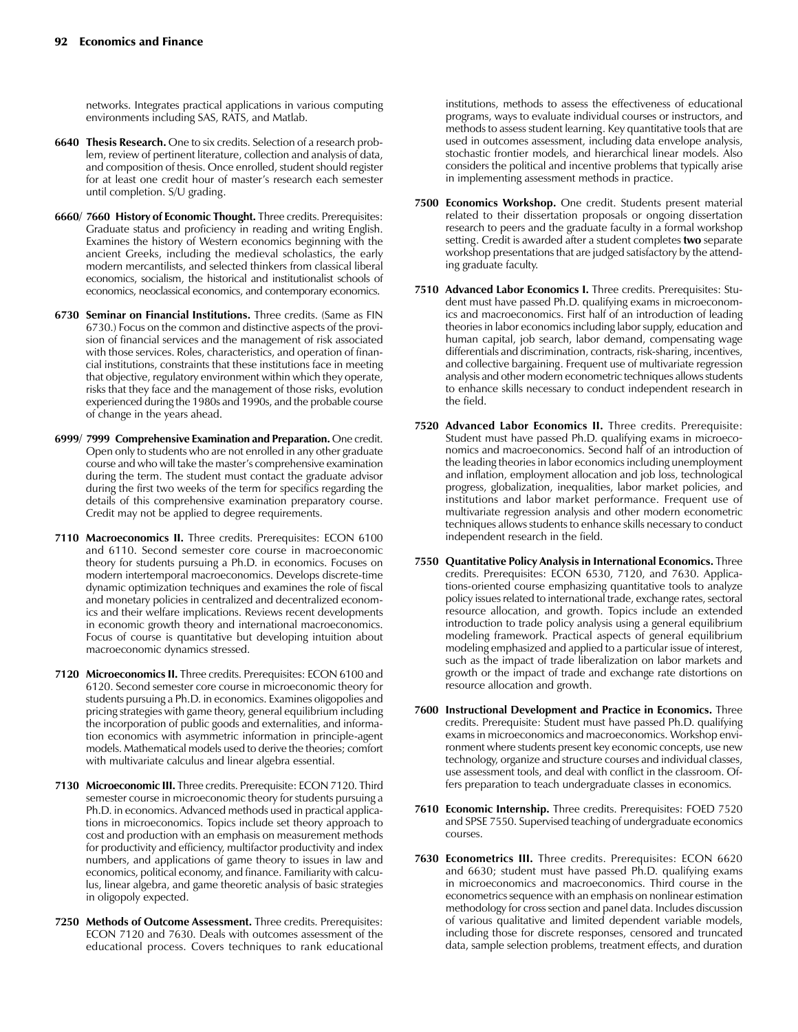networks. Integrates practical applications in various computing environments including SAS, RATS, and Matlab.

**6640 Thesis Research.** One to six credits. Selection of a research problem, review of pertinent literature, collection and analysis of data, and composition of thesis. Once enrolled, student should register for at least one credit hour of master's research each semester until completion. S/U grading.

**6660/ 7660 History of Economic Thought.** Three credits. Prerequisites: Graduate status and proficiency in reading and writing English. Examines the history of Western economics beginning with the ancient Greeks, including the medieval scholastics, the early modern mercantilists, and selected thinkers from classical liberal economics, socialism, the historical and institutionalist schools of economics, neoclassical economics, and contemporary economics.

**6730 Seminar on Financial Institutions.** Three credits. (Same as FIN 6730.) Focus on the common and distinctive aspects of the provision of financial services and the management of risk associated with those services. Roles, characteristics, and operation of financial institutions, constraints that these institutions face in meeting that objective, regulatory environment within which they operate, risks that they face and the management of those risks, evolution experienced during the 1980s and 1990s, and the probable course of change in the years ahead.

**6999/ 7999 Comprehensive Examination and Preparation.** One credit. Open only to students who are not enrolled in any other graduate course and who will take the master's comprehensive examination during the term. The student must contact the graduate advisor during the first two weeks of the term for specifics regarding the details of this comprehensive examination preparatory course. Credit may not be applied to degree requirements.

**7110 Macroeconomics II.** Three credits. Prerequisites: ECON 6100 and 6110. Second semester core course in macroeconomic theory for students pursuing a Ph.D. in economics. Focuses on modern intertemporal macroeconomics. Develops discrete-time dynamic optimization techniques and examines the role of fiscal and monetary policies in centralized and decentralized economics and their welfare implications. Reviews recent developments in economic growth theory and international macroeconomics. Focus of course is quantitative but developing intuition about macroeconomic dynamics stressed.

**7120 Microeconomics II.** Three credits. Prerequisites: ECON 6100 and 6120. Second semester core course in microeconomic theory for students pursuing a Ph.D. in economics. Examines oligopolies and pricing strategies with game theory, general equilibrium including the incorporation of public goods and externalities, and information economics with asymmetric information in principle-agent models. Mathematical models used to derive the theories; comfort with multivariate calculus and linear algebra essential.

**7130 Microeconomic III.** Three credits. Prerequisite: ECON 7120. Third semester course in microeconomic theory for students pursuing a Ph.D. in economics. Advanced methods used in practical applications in microeconomics. Topics include set theory approach to cost and production with an emphasis on measurement methods for productivity and efficiency, multifactor productivity and index numbers, and applications of game theory to issues in law and economics, political economy, and finance. Familiarity with calculus, linear algebra, and game theoretic analysis of basic strategies in oligopoly expected.

**7250 Methods of Outcome Assessment.** Three credits. Prerequisites: ECON 7120 and 7630. Deals with outcomes assessment of the educational process. Covers techniques to rank educational institutions, methods to assess the effectiveness of educational programs, ways to evaluate individual courses or instructors, and methods to assess student learning. Key quantitative tools that are used in outcomes assessment, including data envelope analysis, stochastic frontier models, and hierarchical linear models. Also considers the political and incentive problems that typically arise in implementing assessment methods in practice.

**7500 Economics Workshop.** One credit. Students present material related to their dissertation proposals or ongoing dissertation research to peers and the graduate faculty in a formal workshop setting. Credit is awarded after a student completes **two** separate workshop presentations that are judged satisfactory by the attending graduate faculty.

**7510 Advanced Labor Economics I.** Three credits. Prerequisites: Student must have passed Ph.D. qualifying exams in microeconomics and macroeconomics. First half of an introduction of leading theories in labor economics including labor supply, education and human capital, job search, labor demand, compensating wage differentials and discrimination, contracts, risk-sharing, incentives, and collective bargaining. Frequent use of multivariate regression analysis and other modern econometric techniques allows students to enhance skills necessary to conduct independent research in the field.

**7520 Advanced Labor Economics II.** Three credits. Prerequisite: Student must have passed Ph.D. qualifying exams in microeconomics and macroeconomics. Second half of an introduction of the leading theories in labor economics including unemployment and inflation, employment allocation and job loss, technological progress, globalization, inequalities, labor market policies, and institutions and labor market performance. Frequent use of multivariate regression analysis and other modern econometric techniques allows students to enhance skills necessary to conduct independent research in the field.

**7550 Quantitative Policy Analysis in International Economics.** Three credits. Prerequisites: ECON 6530, 7120, and 7630. Applications-oriented course emphasizing quantitative tools to analyze policy issues related to international trade, exchange rates, sectoral resource allocation, and growth. Topics include an extended introduction to trade policy analysis using a general equilibrium modeling framework. Practical aspects of general equilibrium modeling emphasized and applied to a particular issue of interest, such as the impact of trade liberalization on labor markets and growth or the impact of trade and exchange rate distortions on resource allocation and growth.

**7600 Instructional Development and Practice in Economics.** Three credits. Prerequisite: Student must have passed Ph.D. qualifying exams in microeconomics and macroeconomics. Workshop environment where students present key economic concepts, use new technology, organize and structure courses and individual classes, use assessment tools, and deal with conflict in the classroom. Offers preparation to teach undergraduate classes in economics.

**7610 Economic Internship.** Three credits. Prerequisites: FOED 7520 and SPSE 7550. Supervised teaching of undergraduate economics courses.

**7630 Econometrics III.** Three credits. Prerequisites: ECON 6620 and 6630; student must have passed Ph.D. qualifying exams in microeconomics and macroeconomics. Third course in the econometrics sequence with an emphasis on nonlinear estimation methodology for cross section and panel data. Includes discussion of various qualitative and limited dependent variable models, including those for discrete responses, censored and truncated data, sample selection problems, treatment effects, and duration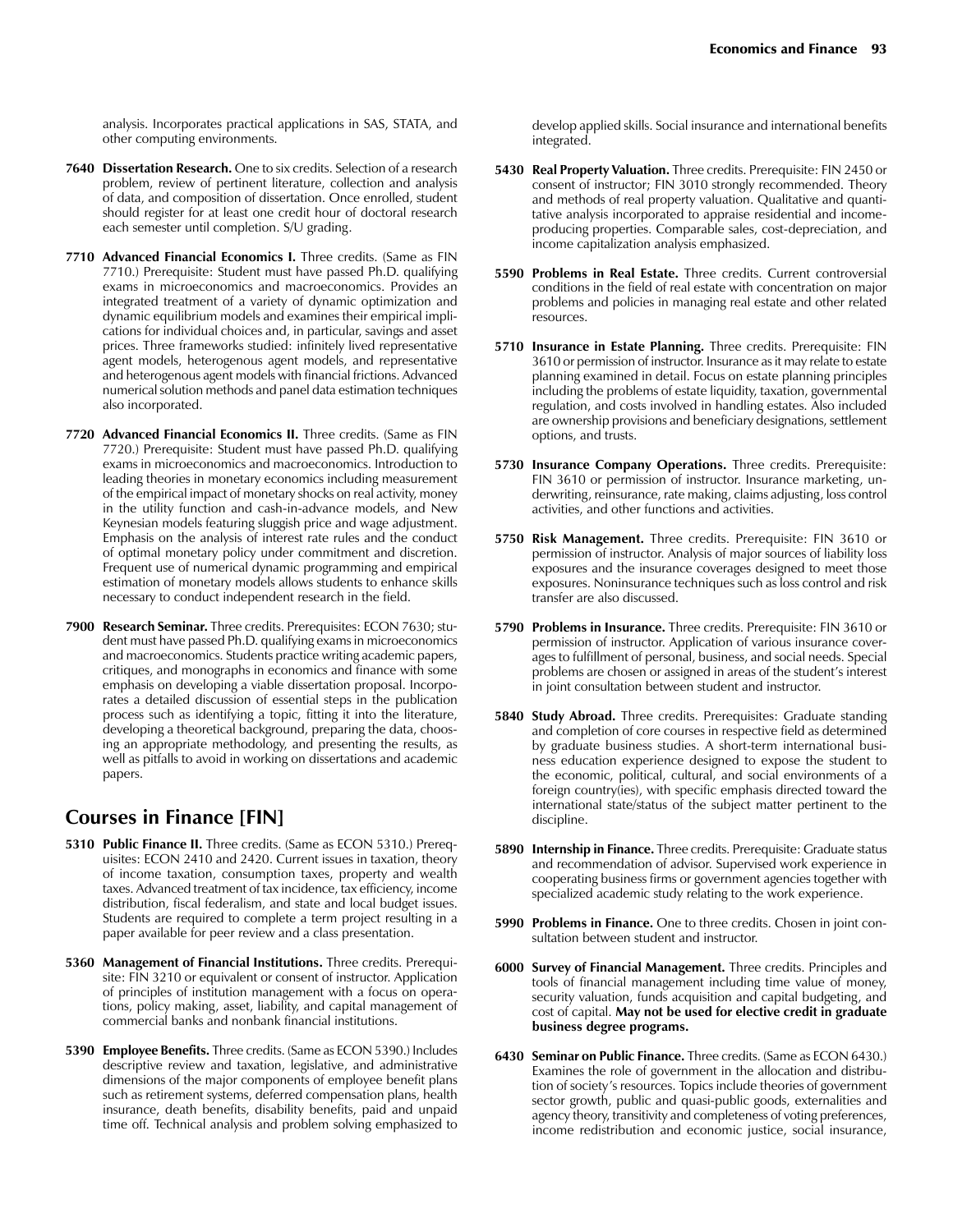analysis. Incorporates practical applications in SAS, STATA, and other computing environments.

**7640 Dissertation Research.** One to six credits. Selection of a research problem, review of pertinent literature, collection and analysis of data, and composition of dissertation. Once enrolled, student should register for at least one credit hour of doctoral research each semester until completion. S/U grading.

**7710 Advanced Financial Economics I.** Three credits. (Same as FIN 7710.) Prerequisite: Student must have passed Ph.D. qualifying exams in microeconomics and macroeconomics. Provides an integrated treatment of a variety of dynamic optimization and dynamic equilibrium models and examines their empirical implications for individual choices and, in particular, savings and asset prices. Three frameworks studied: infinitely lived representative agent models, heterogenous agent models, and representative and heterogenous agent models with financial frictions. Advanced numerical solution methods and panel data estimation techniques also incorporated.

**7720 Advanced Financial Economics II.** Three credits. (Same as FIN 7720.) Prerequisite: Student must have passed Ph.D. qualifying exams in microeconomics and macroeconomics. Introduction to leading theories in monetary economics including measurement of the empirical impact of monetary shocks on real activity, money in the utility function and cash-in-advance models, and New Keynesian models featuring sluggish price and wage adjustment. Emphasis on the analysis of interest rate rules and the conduct of optimal monetary policy under commitment and discretion. Frequent use of numerical dynamic programming and empirical estimation of monetary models allows students to enhance skills necessary to conduct independent research in the field.

**7900 Research Seminar.** Three credits. Prerequisites: ECON 7630; student must have passed Ph.D. qualifying exams in microeconomics and macroeconomics. Students practice writing academic papers, critiques, and monographs in economics and finance with some emphasis on developing a viable dissertation proposal. Incorporates a detailed discussion of essential steps in the publication process such as identifying a topic, fitting it into the literature, developing a theoretical background, preparing the data, choosing an appropriate methodology, and presenting the results, as well as pitfalls to avoid in working on dissertations and academic papers.

## Courses in Finance [FIN]

**5310 Public Finance II.** Three credits. (Same as ECON 5310.) Prerequisites: ECON 2410 and 2420. Current issues in taxation, theory of income taxation, consumption taxes, property and wealth taxes. Advanced treatment of tax incidence, tax efficiency, income distribution, fiscal federalism, and state and local budget issues. Students are required to complete a term project resulting in a paper available for peer review and a class presentation.

**5360 Management of Financial Institutions.** Three credits. Prerequisite: FIN 3210 or equivalent or consent of instructor. Application of principles of institution management with a focus on operations, policy making, asset, liability, and capital management of commercial banks and nonbank financial institutions.

**5390 Employee Benefits.** Three credits. (Same as ECON 5390.) Includes descriptive review and taxation, legislative, and administrative dimensions of the major components of employee benefit plans such as retirement systems, deferred compensation plans, health insurance, death benefits, disability benefits, paid and unpaid time off. Technical analysis and problem solving emphasized to develop applied skills. Social insurance and international benefits integrated.

**5430 Real Property Valuation.** Three credits. Prerequisite: FIN 2450 or consent of instructor; FIN 3010 strongly recommended. Theory and methods of real property valuation. Qualitative and quantitative analysis incorporated to appraise residential and income-producing properties. Comparable sales, cost-depreciation, and income capitalization analysis emphasized.

**5590 Problems in Real Estate.** Three credits. Current controversial conditions in the field of real estate with concentration on major problems and policies in managing real estate and other related resources.

**5710 Insurance in Estate Planning.** Three credits. Prerequisite: FIN 3610 or permission of instructor. Insurance as it may relate to estate planning examined in detail. Focus on estate planning principles including the problems of estate liquidity, taxation, governmental regulation, and costs involved in handling estates. Also included are ownership provisions and beneficiary designations, settlement options, and trusts.

**5730 Insurance Company Operations.** Three credits. Prerequisite: FIN 3610 or permission of instructor. Insurance marketing, underwriting, reinsurance, rate making, claims adjusting, loss control activities, and other functions and activities.

**5750 Risk Management.** Three credits. Prerequisite: FIN 3610 or permission of instructor. Analysis of major sources of liability loss exposures and the insurance coverages designed to meet those exposures. Noninsurance techniques such as loss control and risk transfer are also discussed.

**5790 Problems in Insurance.** Three credits. Prerequisite: FIN 3610 or permission of instructor. Application of various insurance coverages to fulfillment of personal, business, and social needs. Special problems are chosen or assigned in areas of the student's interest in joint consultation between student and instructor.

**5840 Study Abroad.** Three credits. Prerequisites: Graduate standing and completion of core courses in respective field as determined by graduate business studies. A short-term international business education experience designed to expose the student to the economic, political, cultural, and social environments of a foreign country(ies), with specific emphasis directed toward the international state/status of the subject matter pertinent to the discipline.

**5890 Internship in Finance.** Three credits. Prerequisite: Graduate status and recommendation of advisor. Supervised work experience in cooperating business firms or government agencies together with specialized academic study relating to the work experience.

**5990 Problems in Finance.** One to three credits. Chosen in joint consultation between student and instructor.

**6000 Survey of Financial Management.** Three credits. Principles and tools of financial management including time value of money, security valuation, funds acquisition and capital budgeting, and cost of capital. **May not be used for elective credit in graduate business degree programs.**

**6430 Seminar on Public Finance.** Three credits. (Same as ECON 6430.) Examines the role of government in the allocation and distribution of society's resources. Topics include theories of government sector growth, public and quasi-public goods, externalities and agency theory, transitivity and completeness of voting preferences, income redistribution and economic justice, social insurance,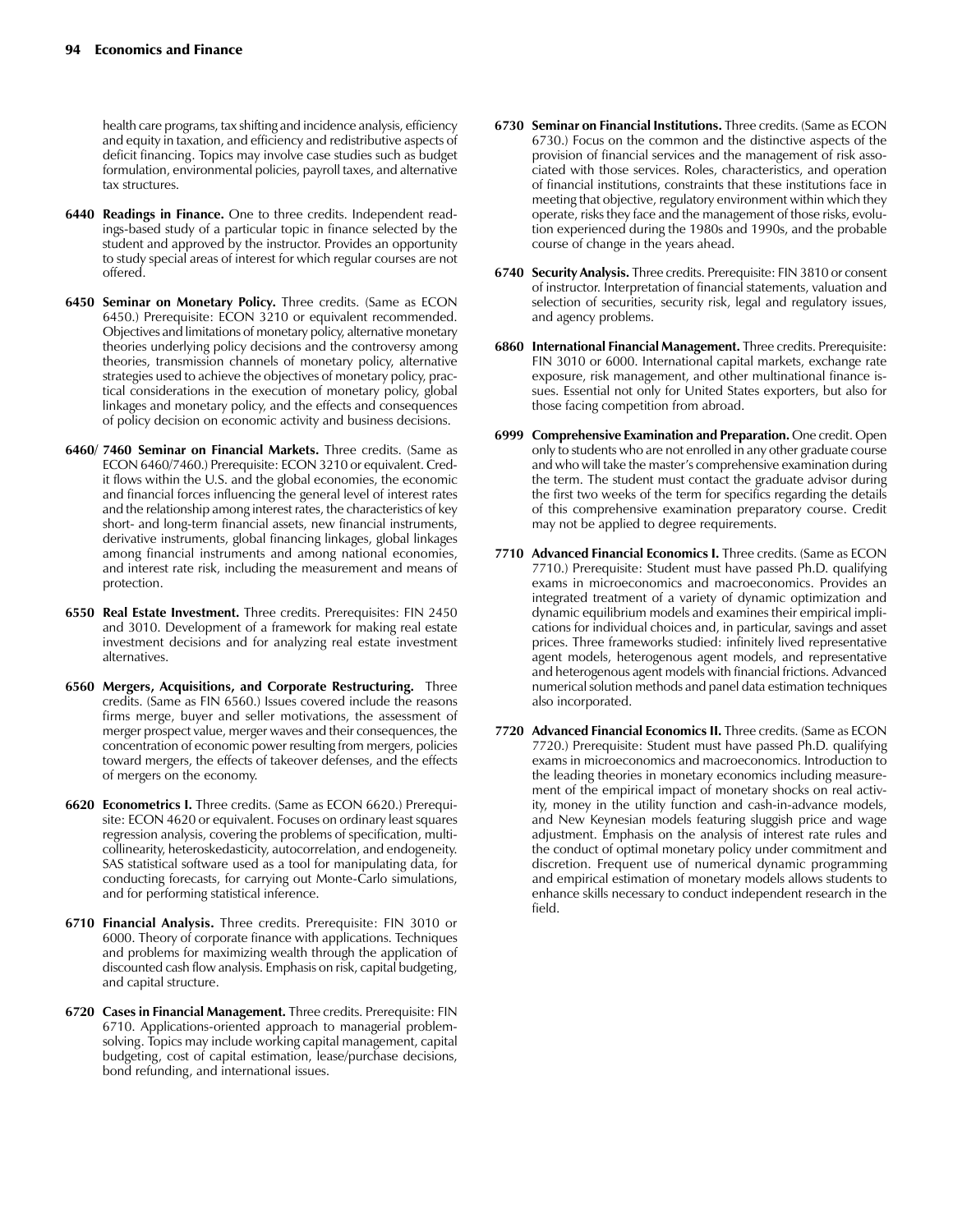health care programs, tax shifting and incidence analysis, efficiency and equity in taxation, and efficiency and redistributive aspects of deficit financing. Topics may involve case studies such as budget formulation, environmental policies, payroll taxes, and alternative tax structures.

**6440 Readings in Finance.** One to three credits. Independent readings-based study of a particular topic in finance selected by the student and approved by the instructor. Provides an opportunity to study special areas of interest for which regular courses are not offered.

**6450 Seminar on Monetary Policy.** Three credits. (Same as ECON 6450.) Prerequisite: ECON 3210 or equivalent recommended. Objectives and limitations of monetary policy, alternative monetary theories underlying policy decisions and the controversy among theories, transmission channels of monetary policy, alternative strategies used to achieve the objectives of monetary policy, practical considerations in the execution of monetary policy, global linkages and monetary policy, and the effects and consequences of policy decision on economic activity and business decisions.

**6460/ 7460 Seminar on Financial Markets.** Three credits. (Same as ECON 6460/7460.) Prerequisite: ECON 3210 or equivalent. Credit flows within the U.S. and the global economies, the economic and financial forces influencing the general level of interest rates and the relationship among interest rates, the characteristics of key short- and long-term financial assets, new financial instruments, derivative instruments, global financing linkages, global linkages among financial instruments and among national economies, and interest rate risk, including the measurement and means of protection.

**6550 Real Estate Investment.** Three credits. Prerequisites: FIN 2450 and 3010. Development of a framework for making real estate investment decisions and for analyzing real estate investment alternatives.

**6560 Mergers, Acquisitions, and Corporate Restructuring.** Three credits. (Same as FIN 6560.) Issues covered include the reasons firms merge, buyer and seller motivations, the assessment of merger prospect value, merger waves and their consequences, the concentration of economic power resulting from mergers, policies toward mergers, the effects of takeover defenses, and the effects of mergers on the economy.

**6620 Econometrics I.** Three credits. (Same as ECON 6620.) Prerequisite: ECON 4620 or equivalent. Focuses on ordinary least squares regression analysis, covering the problems of specification, multicollinearity, heteroskedasticity, autocorrelation, and endogeneity. SAS statistical software used as a tool for manipulating data, for conducting forecasts, for carrying out Monte-Carlo simulations, and for performing statistical inference.

**6710 Financial Analysis.** Three credits. Prerequisite: FIN 3010 or 6000. Theory of corporate finance with applications. Techniques and problems for maximizing wealth through the application of discounted cash flow analysis. Emphasis on risk, capital budgeting, and capital structure.

**6720 Cases in Financial Management.** Three credits. Prerequisite: FIN 6710. Applications-oriented approach to managerial problem-solving. Topics may include working capital management, capital budgeting, cost of capital estimation, lease/purchase decisions, bond refunding, and international issues.

**6730 Seminar on Financial Institutions.** Three credits. (Same as ECON 6730.) Focus on the common and the distinctive aspects of the provision of financial services and the management of risk associated with those services. Roles, characteristics, and operation of financial institutions, constraints that these institutions face in meeting that objective, regulatory environment within which they operate, risks they face and the management of those risks, evolution experienced during the 1980s and 1990s, and the probable course of change in the years ahead.

**6740 Security Analysis.** Three credits. Prerequisite: FIN 3810 or consent of instructor. Interpretation of financial statements, valuation and selection of securities, security risk, legal and regulatory issues, and agency problems.

**6860 International Financial Management.** Three credits. Prerequisite: FIN 3010 or 6000. International capital markets, exchange rate exposure, risk management, and other multinational finance issues. Essential not only for United States exporters, but also for those facing competition from abroad.

**6999 Comprehensive Examination and Preparation.** One credit. Open only to students who are not enrolled in any other graduate course and who will take the master's comprehensive examination during the term. The student must contact the graduate advisor during the first two weeks of the term for specifics regarding the details of this comprehensive examination preparatory course. Credit may not be applied to degree requirements.

**7710 Advanced Financial Economics I.** Three credits. (Same as ECON 7710.) Prerequisite: Student must have passed Ph.D. qualifying exams in microeconomics and macroeconomics. Provides an integrated treatment of a variety of dynamic optimization and dynamic equilibrium models and examines their empirical implications for individual choices and, in particular, savings and asset prices. Three frameworks studied: infinitely lived representative agent models, heterogenous agent models, and representative and heterogenous agent models with financial frictions. Advanced numerical solution methods and panel data estimation techniques also incorporated.

**7720 Advanced Financial Economics II.** Three credits. (Same as ECON 7720.) Prerequisite: Student must have passed Ph.D. qualifying exams in microeconomics and macroeconomics. Introduction to the leading theories in monetary economics including measurement of the empirical impact of monetary shocks on real activity, money in the utility function and cash-in-advance models, and New Keynesian models featuring sluggish price and wage adjustment. Emphasis on the analysis of interest rate rules and the conduct of optimal monetary policy under commitment and discretion. Frequent use of numerical dynamic programming and empirical estimation of monetary models allows students to enhance skills necessary to conduct independent research in the field.